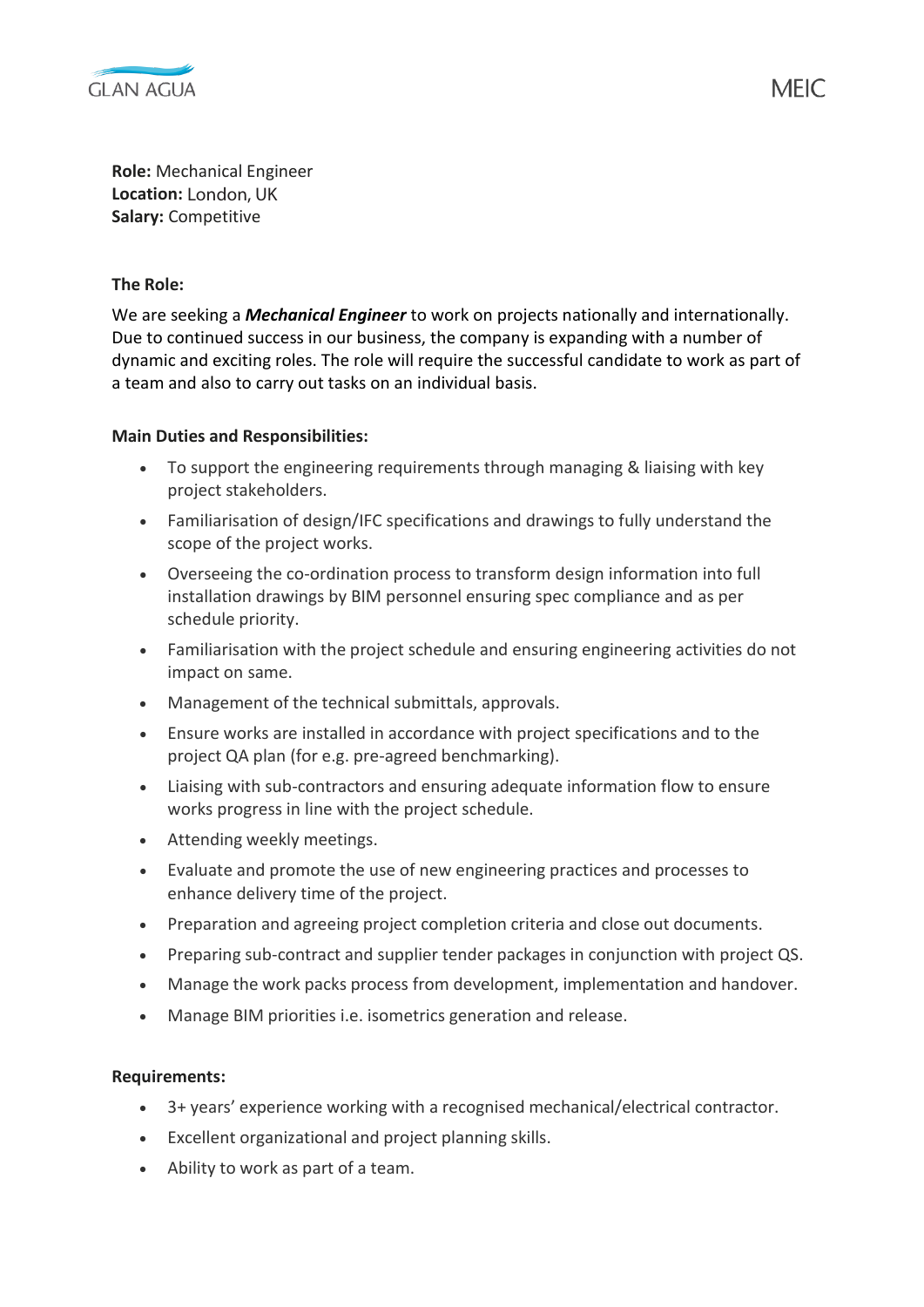GLAN AGUA

MEIC

**Role:** Mechanical Engineer
**Location:** London, UK
**Salary:** Competitive

**The Role:**

We are seeking a ***Mechanical Engineer*** to work on projects nationally and internationally. Due to continued success in our business, the company is expanding with a number of dynamic and exciting roles. The role will require the successful candidate to work as part of a team and also to carry out tasks on an individual basis.

**Main Duties and Responsibilities:**

- To support the engineering requirements through managing & liaising with key project stakeholders.
- Familiarisation of design/IFC specifications and drawings to fully understand the scope of the project works.
- Overseeing the co-ordination process to transform design information into full installation drawings by BIM personnel ensuring spec compliance and as per schedule priority.
- Familiarisation with the project schedule and ensuring engineering activities do not impact on same.
- Management of the technical submittals, approvals.
- Ensure works are installed in accordance with project specifications and to the project QA plan (for e.g. pre-agreed benchmarking).
- Liaising with sub-contractors and ensuring adequate information flow to ensure works progress in line with the project schedule.
- Attending weekly meetings.
- Evaluate and promote the use of new engineering practices and processes to enhance delivery time of the project.
- Preparation and agreeing project completion criteria and close out documents.
- Preparing sub-contract and supplier tender packages in conjunction with project QS.
- Manage the work packs process from development, implementation and handover.
- Manage BIM priorities i.e. isometrics generation and release.

**Requirements:**

- 3+ years' experience working with a recognised mechanical/electrical contractor.
- Excellent organizational and project planning skills.
- Ability to work as part of a team.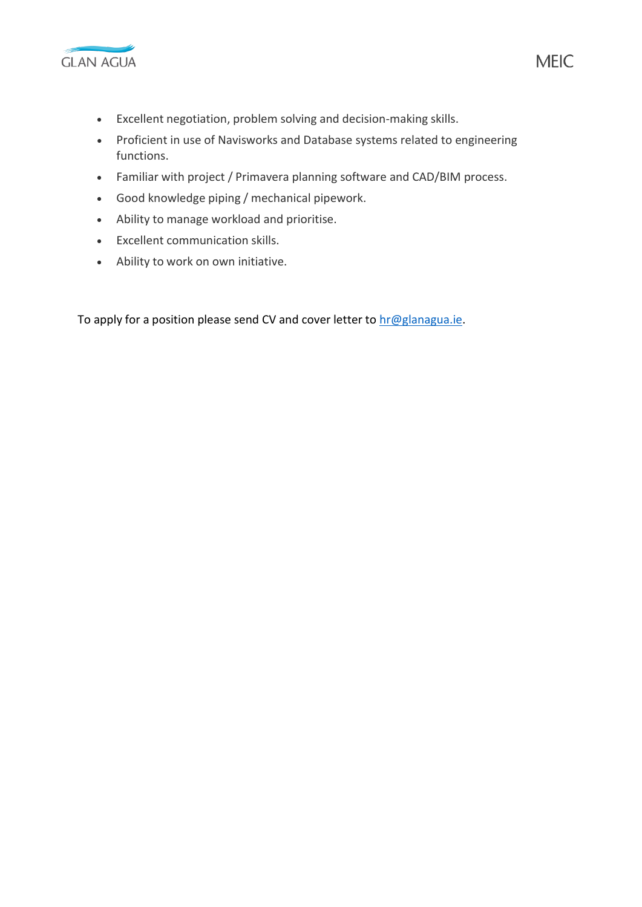- Excellent negotiation, problem solving and decision-making skills.
- Proficient in use of Navisworks and Database systems related to engineering functions.
- Familiar with project / Primavera planning software and CAD/BIM process.
- Good knowledge piping / mechanical pipework.
- Ability to manage workload and prioritise.
- Excellent communication skills.
- Ability to work on own initiative.

To apply for a position please send CV and cover letter to hr@glanagua.ie.